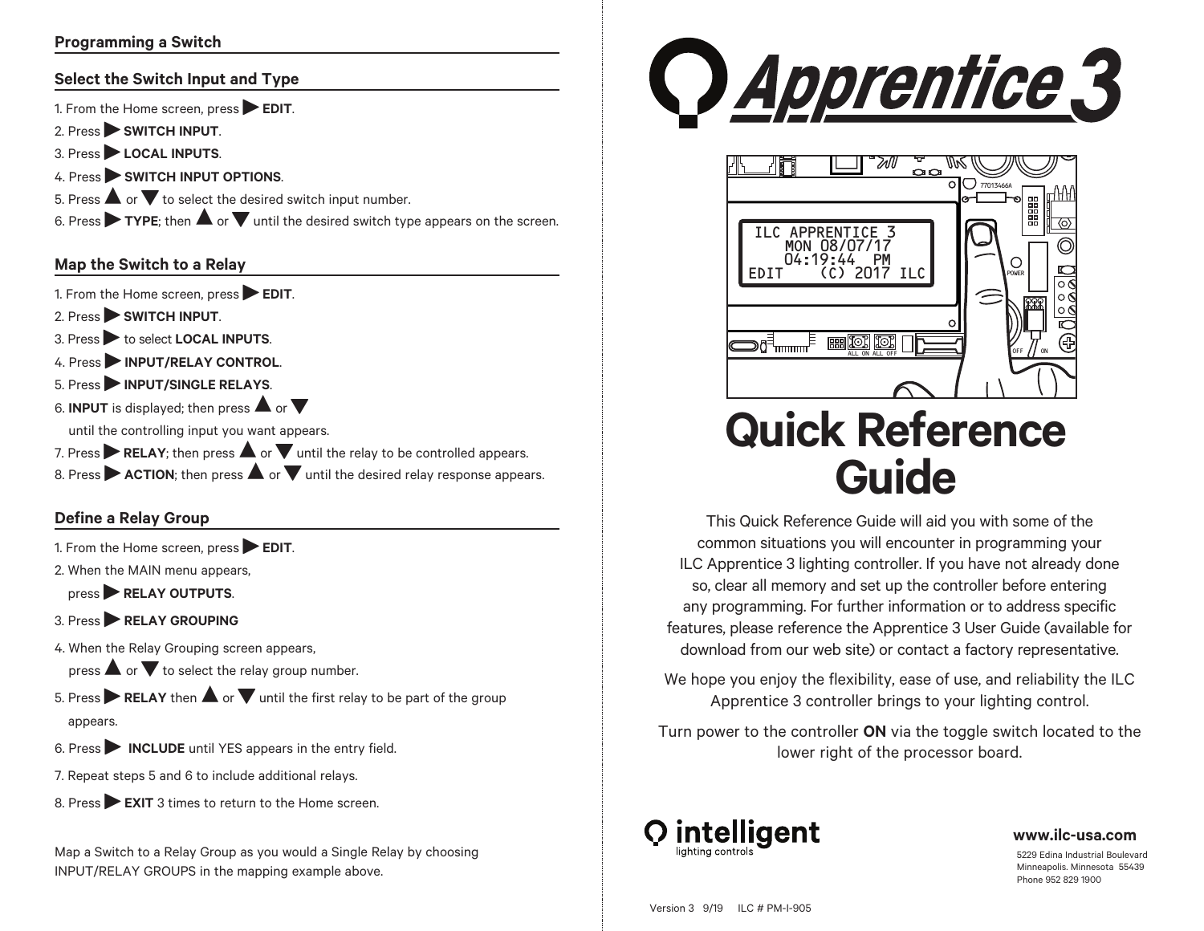# Apprentice 3

# Quick Reference Guide

This Quick Reference Guide will aid you with some of the common situations you will encounter in programming your ILC Apprentice 3 lighting controller. If you have not already done so, clear all memory and set up the controller before entering any programming. For further information or to address specific features, please reference the Apprentice 3 User Guide (available for download from our web site) or contact a factory representative.

We hope you enjoy the flexibility, ease of use, and reliability the ILC Apprentice 3 controller brings to your lighting control.

Turn power to the controller **ON** via the toggle switch located to the lower right of the processor board.

## Programming a Switch

### Select the Switch Input and Type

1. From the Home screen, press ▶ **EDIT**.
2. Press ▶ **SWITCH INPUT**.
3. Press ▶ **LOCAL INPUTS**.
4. Press ▶ **SWITCH INPUT OPTIONS**.
5. Press ▲ or ▼ to select the desired switch input number.
6. Press ▶ **TYPE**; then ▲ or ▼ until the desired switch type appears on the screen.

### Map the Switch to a Relay

1. From the Home screen, press ▶ **EDIT**.
2. Press ▶ **SWITCH INPUT**.
3. Press ▶ to select **LOCAL INPUTS**.
4. Press ▶ **INPUT/RELAY CONTROL**.
5. Press ▶ **INPUT/SINGLE RELAYS**.
6. **INPUT** is displayed; then press ▲ or ▼ until the controlling input you want appears.
7. Press ▶ **RELAY**; then press ▲ or ▼ until the relay to be controlled appears.
8. Press ▶ **ACTION**; then press ▲ or ▼ until the desired relay response appears.

### Define a Relay Group

1. From the Home screen, press ▶ **EDIT**.
2. When the MAIN menu appears, press ▶ **RELAY OUTPUTS**.
3. Press ▶ **RELAY GROUPING**
4. When the Relay Grouping screen appears, press ▲ or ▼ to select the relay group number.
5. Press ▶ **RELAY** then ▲ or ▼ until the first relay to be part of the group appears.
6. Press ▶ **INCLUDE** until YES appears in the entry field.
7. Repeat steps 5 and 6 to include additional relays.
8. Press ▶ **EXIT** 3 times to return to the Home screen.

Map a Switch to a Relay Group as you would a Single Relay by choosing INPUT/RELAY GROUPS in the mapping example above.

intelligent lighting controls

**www.ilc-usa.com**

5229 Edina Industrial Boulevard
Minneapolis, Minnesota 55439
Phone 952 829 1900

Version 3 9/19 ILC # PM-I-905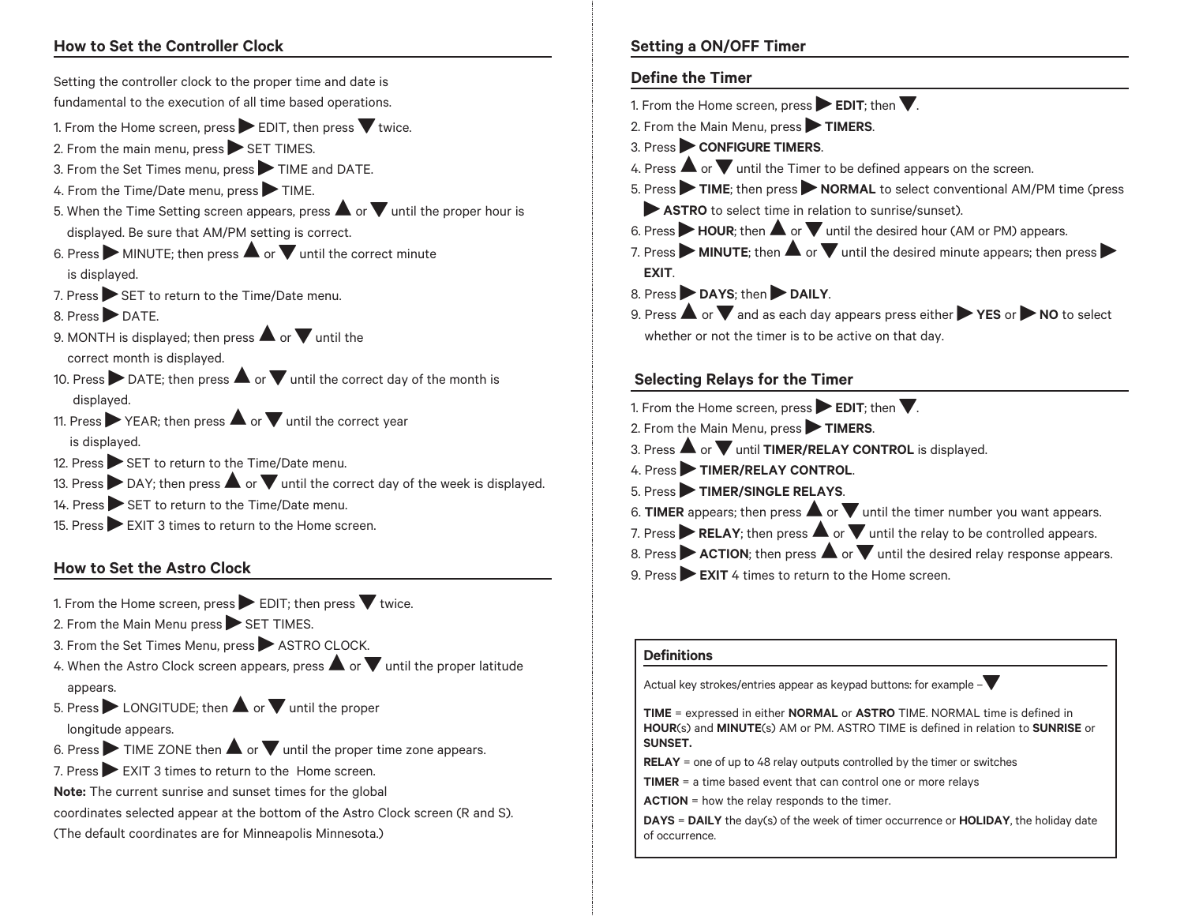## How to Set the Controller Clock

Setting the controller clock to the proper time and date is fundamental to the execution of all time based operations.

1. From the Home screen, press ▶ EDIT, then press ▼ twice.
2. From the main menu, press ▶ SET TIMES.
3. From the Set Times menu, press ▶ TIME and DATE.
4. From the Time/Date menu, press ▶ TIME.
5. When the Time Setting screen appears, press ▲ or ▼ until the proper hour is displayed. Be sure that AM/PM setting is correct.
6. Press ▶ MINUTE; then press ▲ or ▼ until the correct minute is displayed.
7. Press ▶ SET to return to the Time/Date menu.
8. Press ▶ DATE.
9. MONTH is displayed; then press ▲ or ▼ until the correct month is displayed.
10. Press ▶ DATE; then press ▲ or ▼ until the correct day of the month is displayed.
11. Press ▶ YEAR; then press ▲ or ▼ until the correct year is displayed.
12. Press ▶ SET to return to the Time/Date menu.
13. Press ▶ DAY; then press ▲ or ▼ until the correct day of the week is displayed.
14. Press ▶ SET to return to the Time/Date menu.
15. Press ▶ EXIT 3 times to return to the Home screen.

## How to Set the Astro Clock

1. From the Home screen, press ▶ EDIT; then press ▼ twice.
2. From the Main Menu press ▶ SET TIMES.
3. From the Set Times Menu, press ▶ ASTRO CLOCK.
4. When the Astro Clock screen appears, press ▲ or ▼ until the proper latitude appears.
5. Press ▶ LONGITUDE; then ▲ or ▼ until the proper longitude appears.
6. Press ▶ TIME ZONE then ▲ or ▼ until the proper time zone appears.
7. Press ▶ EXIT 3 times to return to the Home screen.

**Note:** The current sunrise and sunset times for the global coordinates selected appear at the bottom of the Astro Clock screen (R and S). (The default coordinates are for Minneapolis Minnesota.)

## Setting a ON/OFF Timer

### Define the Timer

1. From the Home screen, press ▶ **EDIT**; then ▼.
2. From the Main Menu, press ▶ **TIMERS**.
3. Press ▶ **CONFIGURE TIMERS**.
4. Press ▲ or ▼ until the Timer to be defined appears on the screen.
5. Press ▶ **TIME**; then press ▶ **NORMAL** to select conventional AM/PM time (press ▶ **ASTRO** to select time in relation to sunrise/sunset).
6. Press ▶ **HOUR**; then ▲ or ▼ until the desired hour (AM or PM) appears.
7. Press ▶ **MINUTE**; then ▲ or ▼ until the desired minute appears; then press ▶ **EXIT**.
8. Press ▶ **DAYS**; then ▶ **DAILY**.
9. Press ▲ or ▼ and as each day appears press either ▶ **YES** or ▶ **NO** to select whether or not the timer is to be active on that day.

### Selecting Relays for the Timer

1. From the Home screen, press ▶ **EDIT**; then ▼.
2. From the Main Menu, press ▶ **TIMERS**.
3. Press ▲ or ▼ until **TIMER/RELAY CONTROL** is displayed.
4. Press ▶ **TIMER/RELAY CONTROL**.
5. Press ▶ **TIMER/SINGLE RELAYS**.
6. **TIMER** appears; then press ▲ or ▼ until the timer number you want appears.
7. Press ▶ **RELAY**; then press ▲ or ▼ until the relay to be controlled appears.
8. Press ▶ **ACTION**; then press ▲ or ▼ until the desired relay response appears.
9. Press ▶ **EXIT** 4 times to return to the Home screen.

### Definitions

Actual key strokes/entries appear as keypad buttons: for example – ▼

**TIME** = expressed in either **NORMAL** or **ASTRO** TIME. NORMAL time is defined in **HOUR**(s) and **MINUTE**(s) AM or PM. ASTRO TIME is defined in relation to **SUNRISE** or **SUNSET.**

**RELAY** = one of up to 48 relay outputs controlled by the timer or switches

**TIMER** = a time based event that can control one or more relays

**ACTION** = how the relay responds to the timer.

**DAYS** = **DAILY** the day(s) of the week of timer occurrence or **HOLIDAY**, the holiday date of occurrence.